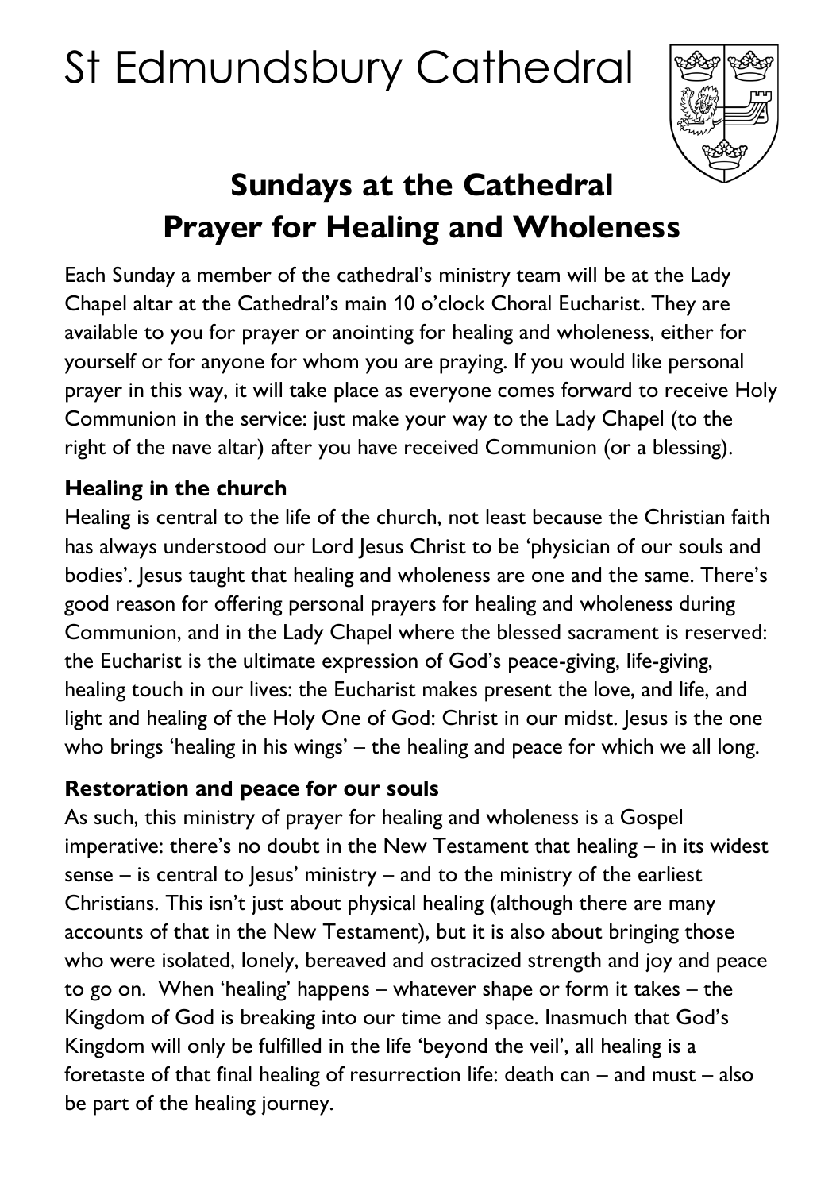# St Edmundsbury Cathedral

## Sundays at the Cathedral
## Prayer for Healing and Wholeness

Each Sunday a member of the cathedral's ministry team will be at the Lady Chapel altar at the Cathedral's main 10 o'clock Choral Eucharist. They are available to you for prayer or anointing for healing and wholeness, either for yourself or for anyone for whom you are praying. If you would like personal prayer in this way, it will take place as everyone comes forward to receive Holy Communion in the service: just make your way to the Lady Chapel (to the right of the nave altar) after you have received Communion (or a blessing).

### Healing in the church

Healing is central to the life of the church, not least because the Christian faith has always understood our Lord Jesus Christ to be 'physician of our souls and bodies'. Jesus taught that healing and wholeness are one and the same. There's good reason for offering personal prayers for healing and wholeness during Communion, and in the Lady Chapel where the blessed sacrament is reserved: the Eucharist is the ultimate expression of God's peace-giving, life-giving, healing touch in our lives: the Eucharist makes present the love, and life, and light and healing of the Holy One of God: Christ in our midst. Jesus is the one who brings 'healing in his wings' – the healing and peace for which we all long.

### Restoration and peace for our souls

As such, this ministry of prayer for healing and wholeness is a Gospel imperative: there's no doubt in the New Testament that healing – in its widest sense – is central to Jesus' ministry – and to the ministry of the earliest Christians. This isn't just about physical healing (although there are many accounts of that in the New Testament), but it is also about bringing those who were isolated, lonely, bereaved and ostracized strength and joy and peace to go on. When 'healing' happens – whatever shape or form it takes – the Kingdom of God is breaking into our time and space. Inasmuch that God's Kingdom will only be fulfilled in the life 'beyond the veil', all healing is a foretaste of that final healing of resurrection life: death can – and must – also be part of the healing journey.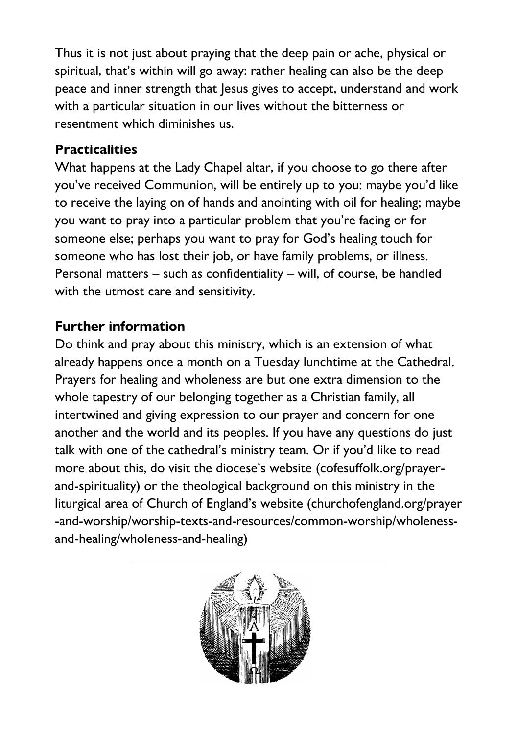Thus it is not just about praying that the deep pain or ache, physical or spiritual, that's within will go away: rather healing can also be the deep peace and inner strength that Jesus gives to accept, understand and work with a particular situation in our lives without the bitterness or resentment which diminishes us.

### Practicalities

What happens at the Lady Chapel altar, if you choose to go there after you've received Communion, will be entirely up to you: maybe you'd like to receive the laying on of hands and anointing with oil for healing; maybe you want to pray into a particular problem that you're facing or for someone else; perhaps you want to pray for God's healing touch for someone who has lost their job, or have family problems, or illness. Personal matters – such as confidentiality – will, of course, be handled with the utmost care and sensitivity.

### Further information

Do think and pray about this ministry, which is an extension of what already happens once a month on a Tuesday lunchtime at the Cathedral. Prayers for healing and wholeness are but one extra dimension to the whole tapestry of our belonging together as a Christian family, all intertwined and giving expression to our prayer and concern for one another and the world and its peoples. If you have any questions do just talk with one of the cathedral's ministry team. Or if you'd like to read more about this, do visit the diocese's website (cofesuffolk.org/prayer-and-spirituality) or the theological background on this ministry in the liturgical area of Church of England's website (churchofengland.org/prayer-and-worship/worship-texts-and-resources/common-worship/wholeness-and-healing/wholeness-and-healing)

---